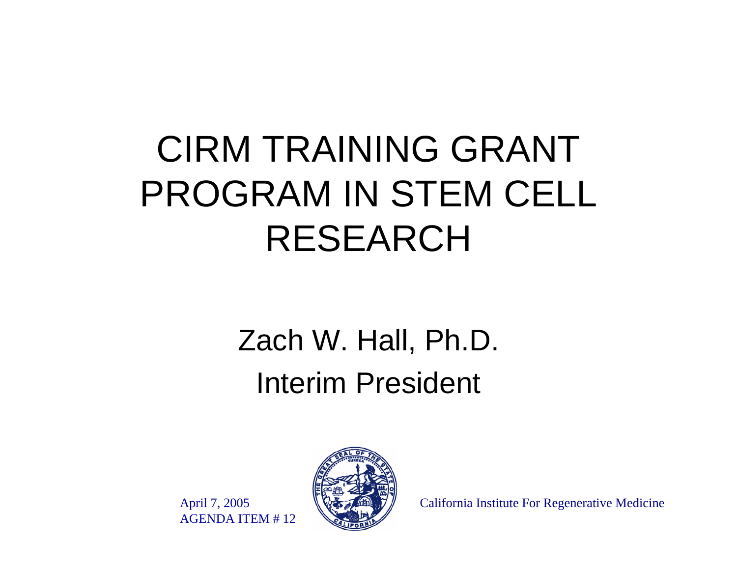# CIRM TRAINING GRANT PROGRAM IN STEM CELL RESEARCH

Zach W. Hall, Ph.D.

Interim President

April 7, 2005

AGENDA ITEM # 12

California Institute For Regenerative Medicine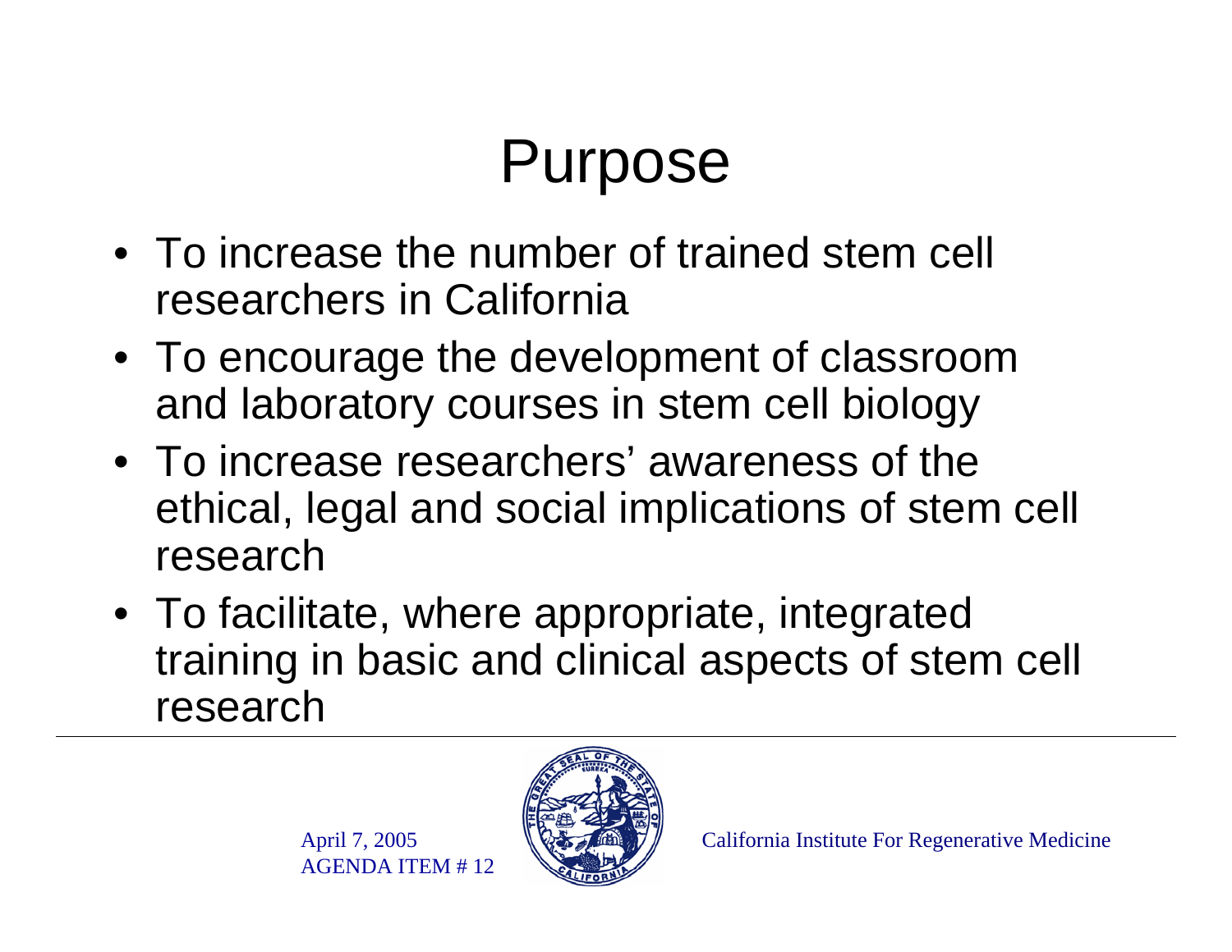# Purpose

- To increase the number of trained stem cell researchers in California
- To encourage the development of classroom and laboratory courses in stem cell biology
- To increase researchers' awareness of the ethical, legal and social implications of stem cell research
- To facilitate, where appropriate, integrated training in basic and clinical aspects of stem cell research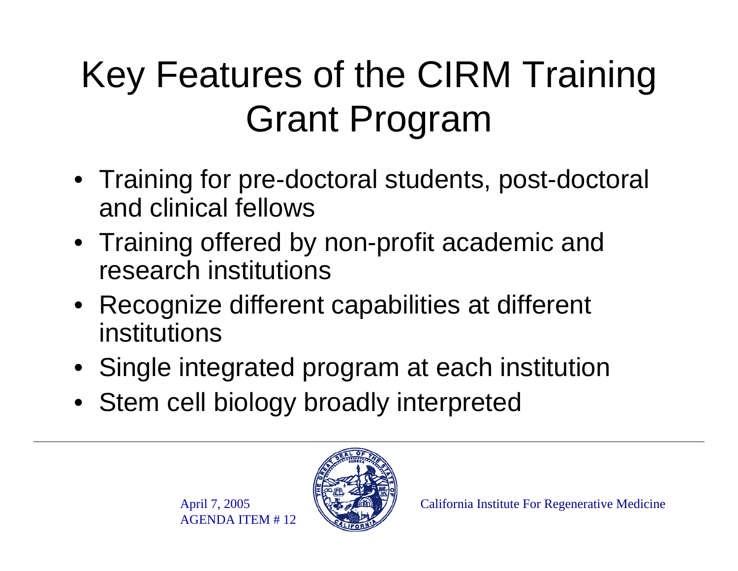# Key Features of the CIRM Training Grant Program

- Training for pre-doctoral students, post-doctoral and clinical fellows
- Training offered by non-profit academic and research institutions
- Recognize different capabilities at different institutions
- Single integrated program at each institution
- Stem cell biology broadly interpreted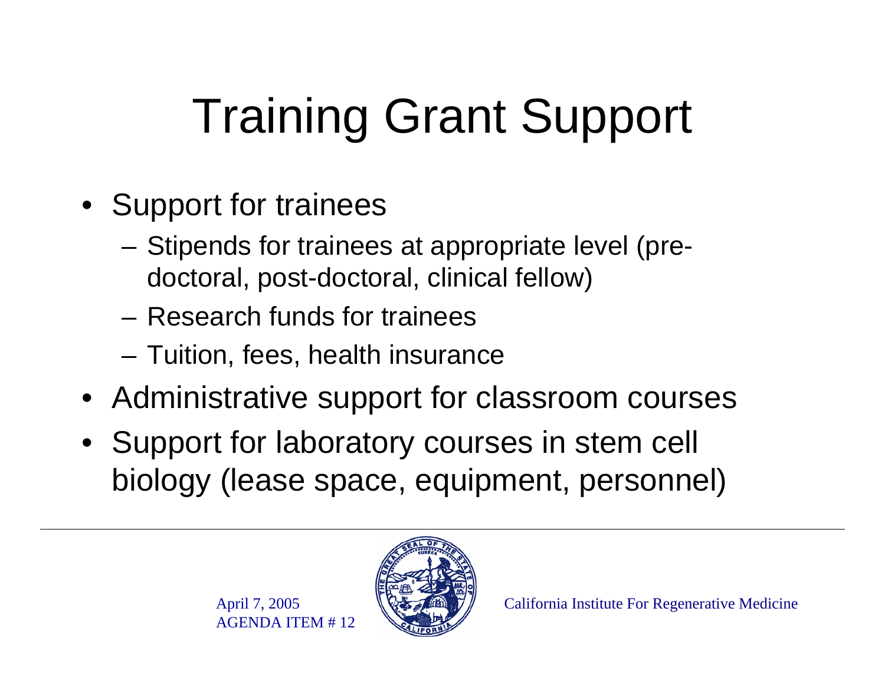# Training Grant Support

- Support for trainees
  - Stipends for trainees at appropriate level (pre-doctoral, post-doctoral, clinical fellow)
  - Research funds for trainees
  - Tuition, fees, health insurance
- Administrative support for classroom courses
- Support for laboratory courses in stem cell biology (lease space, equipment, personnel)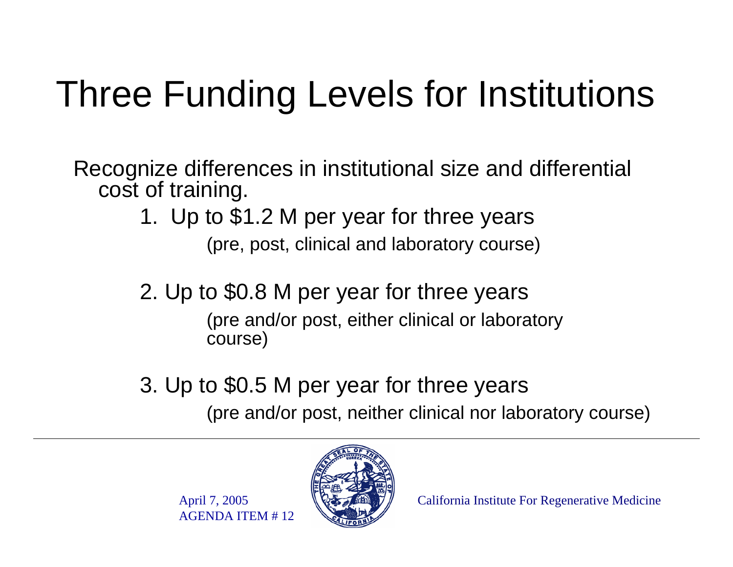# Three Funding Levels for Institutions

Recognize differences in institutional size and differential cost of training.

1. Up to $1.2 M per year for three years
   (pre, post, clinical and laboratory course)

2. Up to $0.8 M per year for three years
   (pre and/or post, either clinical or laboratory course)

3. Up to $0.5 M per year for three years
   (pre and/or post, neither clinical nor laboratory course)

April 7, 2005
AGENDA ITEM # 12

California Institute For Regenerative Medicine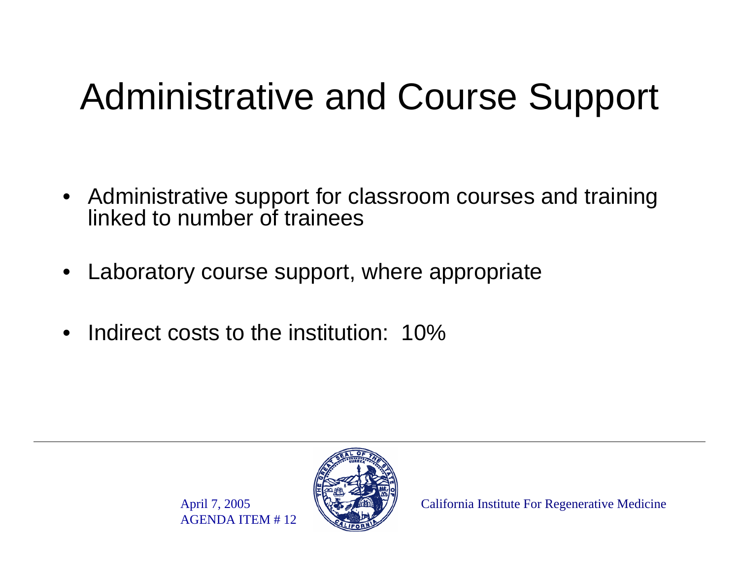# Administrative and Course Support

- Administrative support for classroom courses and training linked to number of trainees
- Laboratory course support, where appropriate
- Indirect costs to the institution: 10%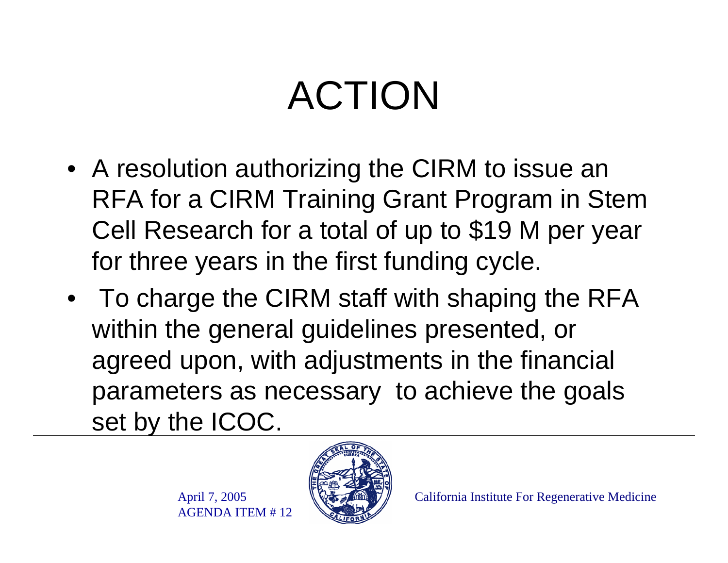# ACTION

- A resolution authorizing the CIRM to issue an RFA for a CIRM Training Grant Program in Stem Cell Research for a total of up to $19 M per year for three years in the first funding cycle.
- To charge the CIRM staff with shaping the RFA within the general guidelines presented, or agreed upon, with adjustments in the financial parameters as necessary to achieve the goals set by the ICOC.